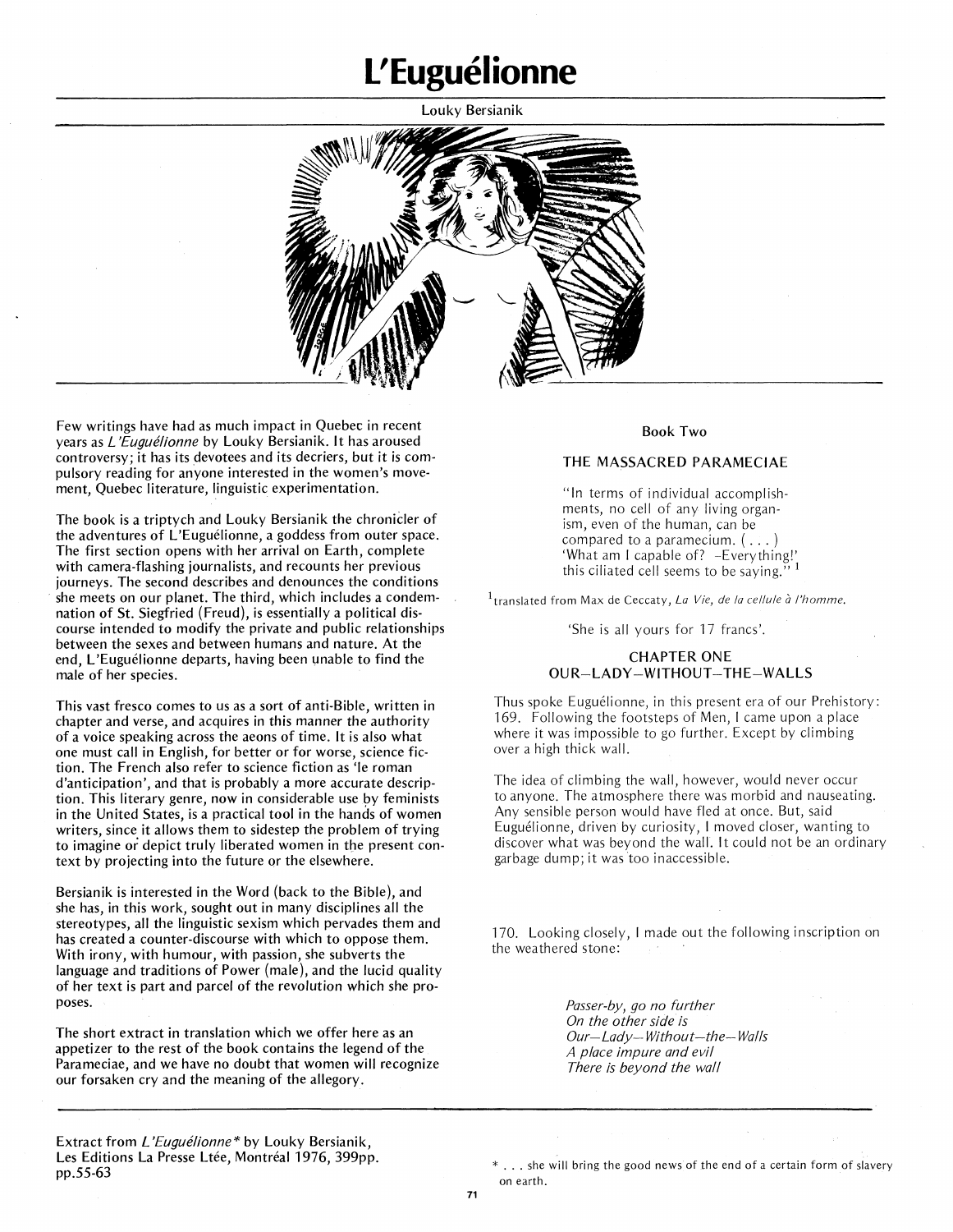# L'Euguélionne

Louky Bersianik

Few writings have had as much impact in Quebec in recent years as *L'Euguélionne* by Louky Bersianik. It has aroused controversy; it has its devotees and its decriers, but it is compulsory reading for anyone interested in the women's movement, Quebec literature, linguistic experimentation.

The book is a triptych and Louky Bersianik the chronicler of the adventures of L'Euguélionne, a goddess from outer space. The first section opens with her arrival on Earth, complete with camera-flashing journalists, and recounts her previous journeys. The second describes and denounces the conditions she meets on our planet. The third, which includes a condemnation of St. Siegfried (Freud), is essentially a political discourse intended to modify the private and public relationships between the sexes and between humans and nature. At the end, L'Euguélionne departs, having been unable to find the male of her species.

This vast fresco comes to us as a sort of anti-Bible, written in chapter and verse, and acquires in this manner the authority of a voice speaking across the aeons of time. It is also what one must call in English, for better or for worse, science fiction. The French also refer to science fiction as 'le roman d'anticipation', and that is probably a more accurate description. This literary genre, now in considerable use by feminists in the United States, is a practical tool in the hands of women writers, since it allows them to sidestep the problem of trying to imagine or depict truly liberated women in the present context by projecting into the future or the elsewhere.

Bersianik is interested in the Word (back to the Bible), and she has, in this work, sought out in many disciplines all the stereotypes, all the linguistic sexism which pervades them and has created a counter-discourse with which to oppose them. With irony, with humour, with passion, she subverts the language and traditions of Power (male), and the lucid quality of her text is part and parcel of the revolution which she proposes.

The short extract in translation which we offer here as an appetizer to the rest of the book contains the legend of the Parameciae, and we have no doubt that women will recognize our forsaken cry and the meaning of the allegory.

Extract from *L'Euguélionne** by Louky Bersianik, Les Editions La Presse Ltée, Montréal 1976, 399pp. pp.55-63

## Book Two

### THE MASSACRED PARAMECIAE

> "In terms of individual accomplishments, no cell of any living organism, even of the human, can be compared to a paramecium. ( . . . ) 'What am I capable of? –Everything!' this ciliated cell seems to be saying."[1]

[1]translated from Max de Ceccaty, *La Vie, de la cellule à l'homme.*

'She is all yours for 17 francs'.

### CHAPTER ONE
### OUR–LADY–WITHOUT–THE–WALLS

Thus spoke Euguélionne, in this present era of our Prehistory:
169. Following the footsteps of Men, I came upon a place where it was impossible to go further. Except by climbing over a high thick wall.

The idea of climbing the wall, however, would never occur to anyone. The atmosphere there was morbid and nauseating. Any sensible person would have fled at once. But, said Euguélionne, driven by curiosity, I moved closer, wanting to discover what was beyond the wall. It could not be an ordinary garbage dump; it was too inaccessible.

170. Looking closely, I made out the following inscription on the weathered stone:

*Passer-by, go no further*
*On the other side is*
*Our–Lady–Without–the–Walls*
*A place impure and evil*
*There is beyond the wall*

\* . . . she will bring the good news of the end of a certain form of slavery on earth.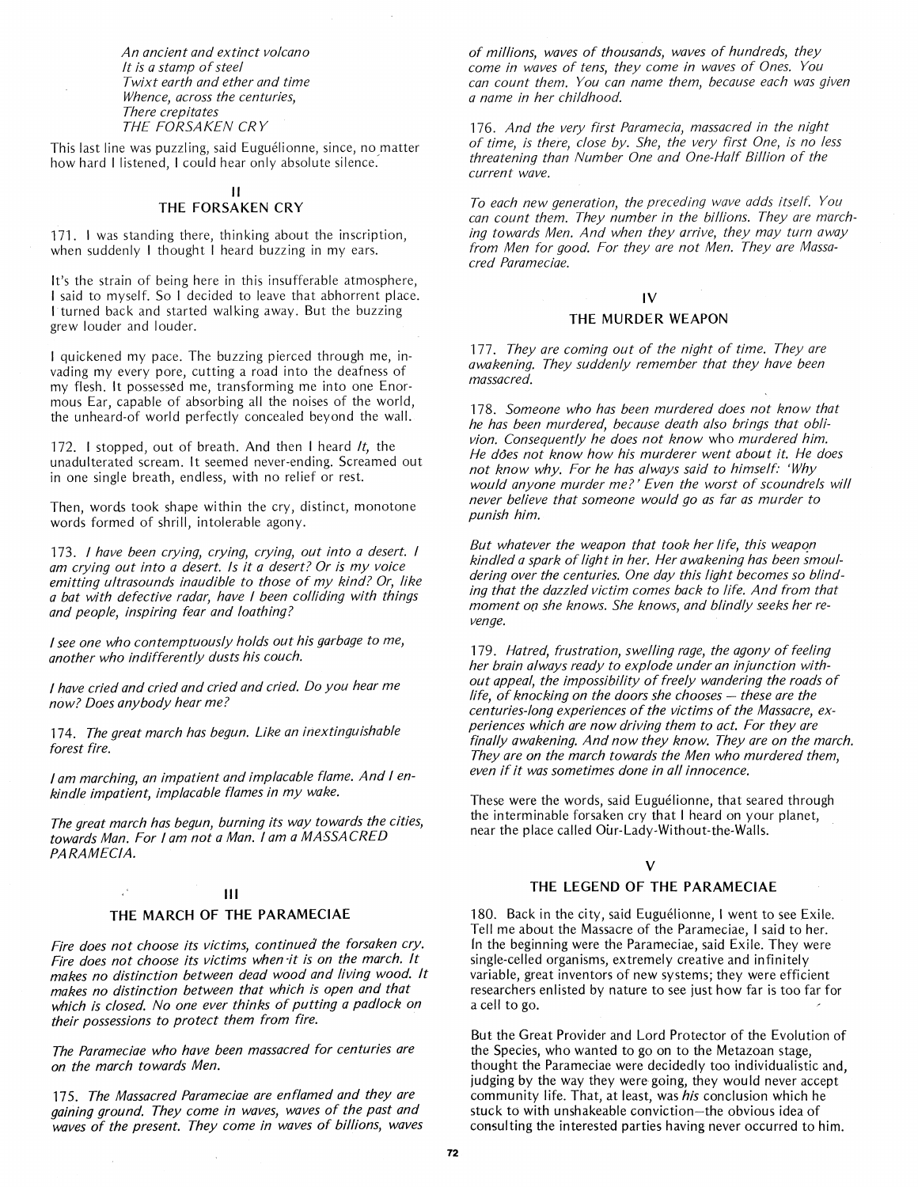*An ancient and extinct volcano*
*It is a stamp of steel*
*Twixt earth and ether and time*
*Whence, across the centuries,*
*There crepitates*
*THE FORSAKEN CRY*

This last line was puzzling, said Euguélionne, since, no matter how hard I listened, I could hear only absolute silence.

## II
## THE FORSAKEN CRY

171. I was standing there, thinking about the inscription, when suddenly I thought I heard buzzing in my ears.

It's the strain of being here in this insufferable atmosphere, I said to myself. So I decided to leave that abhorrent place. I turned back and started walking away. But the buzzing grew louder and louder.

I quickened my pace. The buzzing pierced through me, invading my every pore, cutting a road into the deafness of my flesh. It possessed me, transforming me into one Enormous Ear, capable of absorbing all the noises of the world, the unheard-of world perfectly concealed beyond the wall.

172. I stopped, out of breath. And then I heard *It*, the unadulterated scream. It seemed never-ending. Screamed out in one single breath, endless, with no relief or rest.

Then, words took shape within the cry, distinct, monotone words formed of shrill, intolerable agony.

173. *I have been crying, crying, crying, out into a desert. I am crying out into a desert. Is it a desert? Or is my voice emitting ultrasounds inaudible to those of my kind? Or, like a bat with defective radar, have I been colliding with things and people, inspiring fear and loathing?*

*I see one who contemptuously holds out his garbage to me, another who indifferently dusts his couch.*

*I have cried and cried and cried and cried. Do you hear me now? Does anybody hear me?*

174. *The great march has begun. Like an inextinguishable forest fire.*

*I am marching, an impatient and implacable flame. And I enkindle impatient, implacable flames in my wake.*

*The great march has begun, burning its way towards the cities, towards Man. For I am not a Man. I am a MASSACRED PARAMECIA.*

## III
## THE MARCH OF THE PARAMECIAE

*Fire does not choose its victims, continued the forsaken cry. Fire does not choose its victims when it is on the march. It makes no distinction between dead wood and living wood. It makes no distinction between that which is open and that which is closed. No one ever thinks of putting a padlock on their possessions to protect them from fire.*

*The Parameciae who have been massacred for centuries are on the march towards Men.*

175. *The Massacred Parameciae are enflamed and they are gaining ground. They come in waves, waves of the past and waves of the present. They come in waves of billions, waves of millions, waves of thousands, waves of hundreds, they come in waves of tens, they come in waves of Ones. You can count them. You can name them, because each was given a name in her childhood.*

176. *And the very first Paramecia, massacred in the night of time, is there, close by. She, the very first One, is no less threatening than Number One and One-Half Billion of the current wave.*

*To each new generation, the preceding wave adds itself. You can count them. They number in the billions. They are marching towards Men. And when they arrive, they may turn away from Men for good. For they are not Men. They are Massacred Parameciae.*

## IV
## THE MURDER WEAPON

177. *They are coming out of the night of time. They are awakening. They suddenly remember that they have been massacred.*

178. *Someone who has been murdered does not know that he has been murdered, because death also brings that oblivion. Consequently he does not know* who *murdered him. He does not know how his murderer went about it. He does not know why. For he has always said to himself: 'Why would anyone murder me?' Even the worst of scoundrels will never believe that someone would go as far as murder to punish him.*

*But whatever the weapon that took her life, this weapon kindled a spark of light in her. Her awakening has been smouldering over the centuries. One day this light becomes so blinding that the dazzled victim comes back to life. And from that moment on she knows. She knows, and blindly seeks her revenge.*

179. *Hatred, frustration, swelling rage, the agony of feeling her brain always ready to explode under an injunction without appeal, the impossibility of freely wandering the roads of life, of knocking on the doors she chooses — these are the centuries-long experiences of the victims of the Massacre, experiences which are now driving them to act. For they are finally awakening. And now they know. They are on the march. They are on the march towards the Men who murdered them, even if it was sometimes done in all innocence.*

These were the words, said Euguélionne, that seared through the interminable forsaken cry that I heard on your planet, near the place called Our-Lady-Without-the-Walls.

## V
## THE LEGEND OF THE PARAMECIAE

180. Back in the city, said Euguélionne, I went to see Exile. Tell me about the Massacre of the Parameciae, I said to her. In the beginning were the Parameciae, said Exile. They were single-celled organisms, extremely creative and infinitely variable, great inventors of new systems; they were efficient researchers enlisted by nature to see just how far is too far for a cell to go.

But the Great Provider and Lord Protector of the Evolution of the Species, who wanted to go on to the Metazoan stage, thought the Parameciae were decidedly too individualistic and, judging by the way they were going, they would never accept community life. That, at least, was *his* conclusion which he stuck to with unshakeable conviction—the obvious idea of consulting the interested parties having never occurred to him.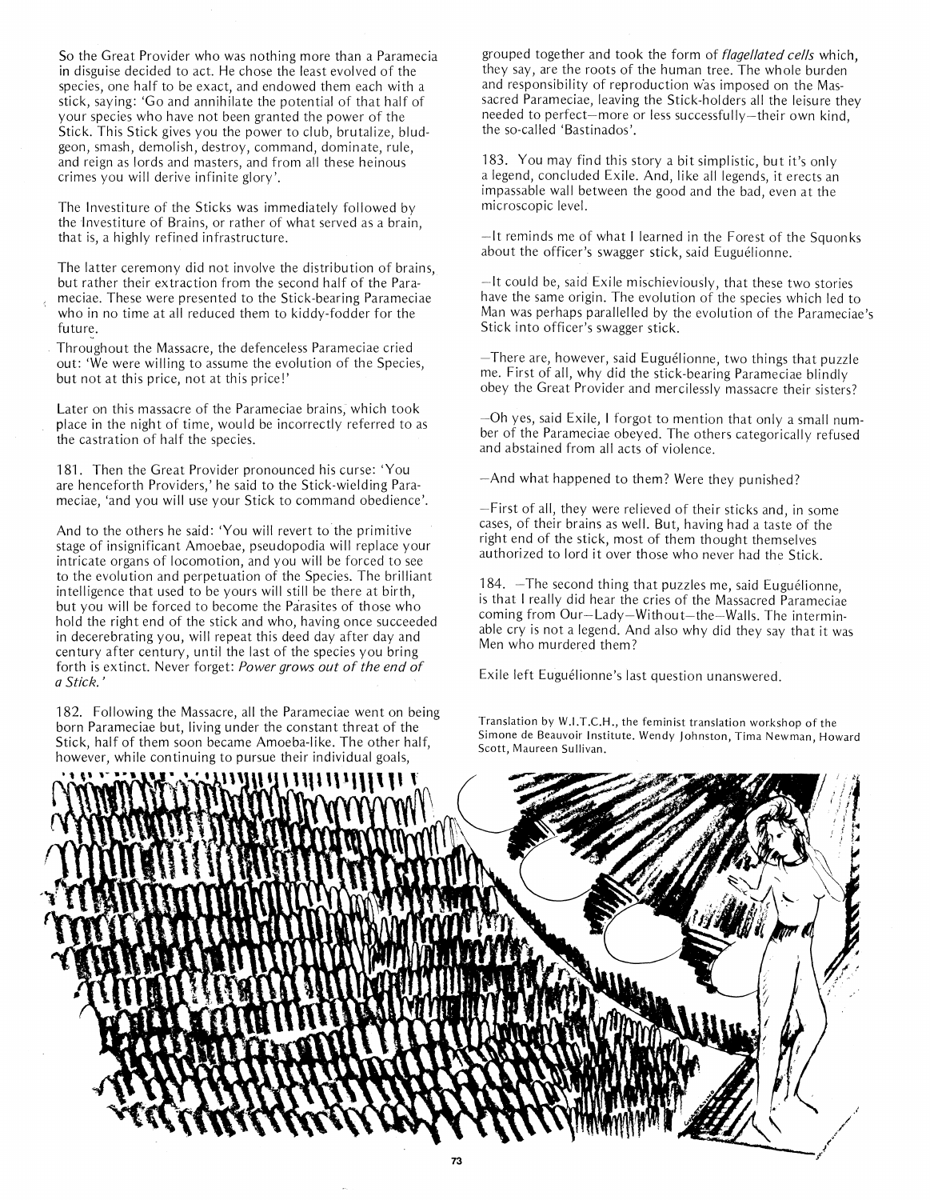So the Great Provider who was nothing more than a Paramecia in disguise decided to act. He chose the least evolved of the species, one half to be exact, and endowed them each with a stick, saying: 'Go and annihilate the potential of that half of your species who have not been granted the power of the Stick. This Stick gives you the power to club, brutalize, bludgeon, smash, demolish, destroy, command, dominate, rule, and reign as lords and masters, and from all these heinous crimes you will derive infinite glory'.

The Investiture of the Sticks was immediately followed by the Investiture of Brains, or rather of what served as a brain, that is, a highly refined infrastructure.

The latter ceremony did not involve the distribution of brains, but rather their extraction from the second half of the Parameciae. These were presented to the Stick-bearing Parameciae who in no time at all reduced them to kiddy-fodder for the future.

Throughout the Massacre, the defenceless Parameciae cried out: 'We were willing to assume the evolution of the Species, but not at this price, not at this price!'

Later on this massacre of the Parameciae brains, which took place in the night of time, would be incorrectly referred to as the castration of half the species.

181. Then the Great Provider pronounced his curse: 'You are henceforth Providers,' he said to the Stick-wielding Parameciae, 'and you will use your Stick to command obedience'.

And to the others he said: 'You will revert to the primitive stage of insignificant Amoebae, pseudopodia will replace your intricate organs of locomotion, and you will be forced to see to the evolution and perpetuation of the Species. The brilliant intelligence that used to be yours will still be there at birth, but you will be forced to become the Parasites of those who hold the right end of the stick and who, having once succeeded in decerebrating you, will repeat this deed day after day and century after century, until the last of the species you bring forth is extinct. Never forget: *Power grows out of the end of a Stick.*'

182. Following the Massacre, all the Parameciae went on being born Parameciae but, living under the constant threat of the Stick, half of them soon became Amoeba-like. The other half, however, while continuing to pursue their individual goals, grouped together and took the form of *flagellated cells* which, they say, are the roots of the human tree. The whole burden and responsibility of reproduction was imposed on the Massacred Parameciae, leaving the Stick-holders all the leisure they needed to perfect—more or less successfully—their own kind, the so-called 'Bastinados'.

183. You may find this story a bit simplistic, but it's only a legend, concluded Exile. And, like all legends, it erects an impassable wall between the good and the bad, even at the microscopic level.

—It reminds me of what I learned in the Forest of the Squonks about the officer's swagger stick, said Euguélionne.

—It could be, said Exile mischieviously, that these two stories have the same origin. The evolution of the species which led to Man was perhaps parallelled by the evolution of the Parameciae's Stick into officer's swagger stick.

—There are, however, said Euguélionne, two things that puzzle me. First of all, why did the stick-bearing Parameciae blindly obey the Great Provider and mercilessly massacre their sisters?

—Oh yes, said Exile, I forgot to mention that only a small number of the Parameciae obeyed. The others categorically refused and abstained from all acts of violence.

—And what happened to them? Were they punished?

—First of all, they were relieved of their sticks and, in some cases, of their brains as well. But, having had a taste of the right end of the stick, most of them thought themselves authorized to lord it over those who never had the Stick.

184. —The second thing that puzzles me, said Euguélionne, is that I really did hear the cries of the Massacred Parameciae coming from Our—Lady—Without—the—Walls. The interminable cry is not a legend. And also why did they say that it was Men who murdered them?

Exile left Euguélionne's last question unanswered.

Translation by W.I.T.C.H., the feminist translation workshop of the Simone de Beauvoir Institute. Wendy Johnston, Tima Newman, Howard Scott, Maureen Sullivan.